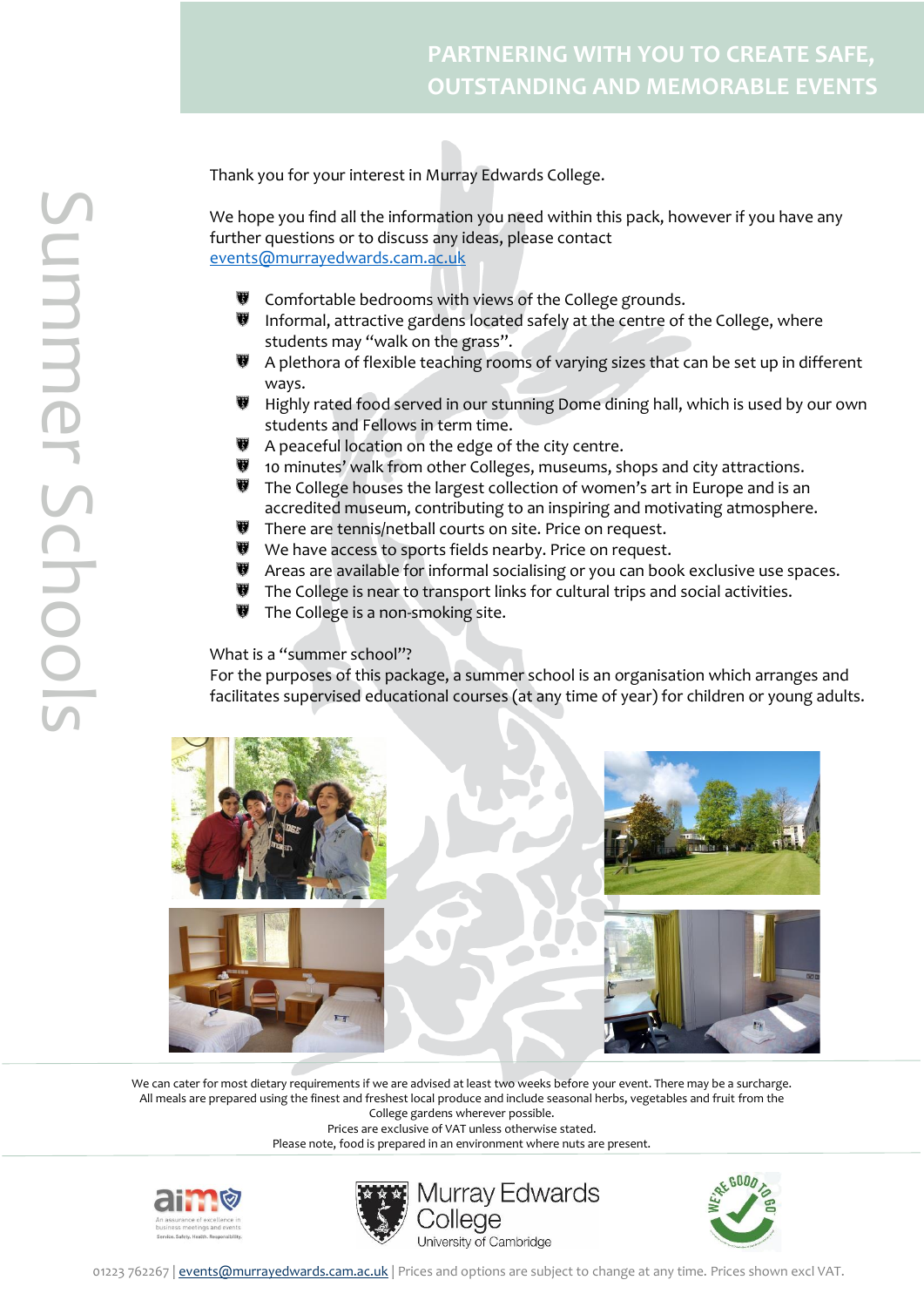# PARTNERING WITH YOU TO CREATE SAFE, OUTSTANDING AND MEMORABLE EVENTS

Summer Schools

Thank you for your interest in Murray Edwards College.

We hope you find all the information you need within this pack, however if you have any further questions or to discuss any ideas, please contact events@murrayedwards.cam.ac.uk

- Comfortable bedrooms with views of the College grounds.
- Informal, attractive gardens located safely at the centre of the College, where students may "walk on the grass".
- A plethora of flexible teaching rooms of varying sizes that can be set up in different ways.
- Highly rated food served in our stunning Dome dining hall, which is used by our own students and Fellows in term time.
- A peaceful location on the edge of the city centre.
- 10 minutes' walk from other Colleges, museums, shops and city attractions.
- The College houses the largest collection of women's art in Europe and is an accredited museum, contributing to an inspiring and motivating atmosphere.
- There are tennis/netball courts on site. Price on request.
- We have access to sports fields nearby. Price on request.
- Areas are available for informal socialising or you can book exclusive use spaces.
- The College is near to transport links for cultural trips and social activities.
- The College is a non-smoking site.

What is a "summer school"?
For the purposes of this package, a summer school is an organisation which arranges and facilitates supervised educational courses (at any time of year) for children or young adults.

We can cater for most dietary requirements if we are advised at least two weeks before your event. There may be a surcharge.
All meals are prepared using the finest and freshest local produce and include seasonal herbs, vegetables and fruit from the College gardens wherever possible.
Prices are exclusive of VAT unless otherwise stated.
Please note, food is prepared in an environment where nuts are present.

01223 762267 | events@murrayedwards.cam.ac.uk | Prices and options are subject to change at any time. Prices shown excl VAT.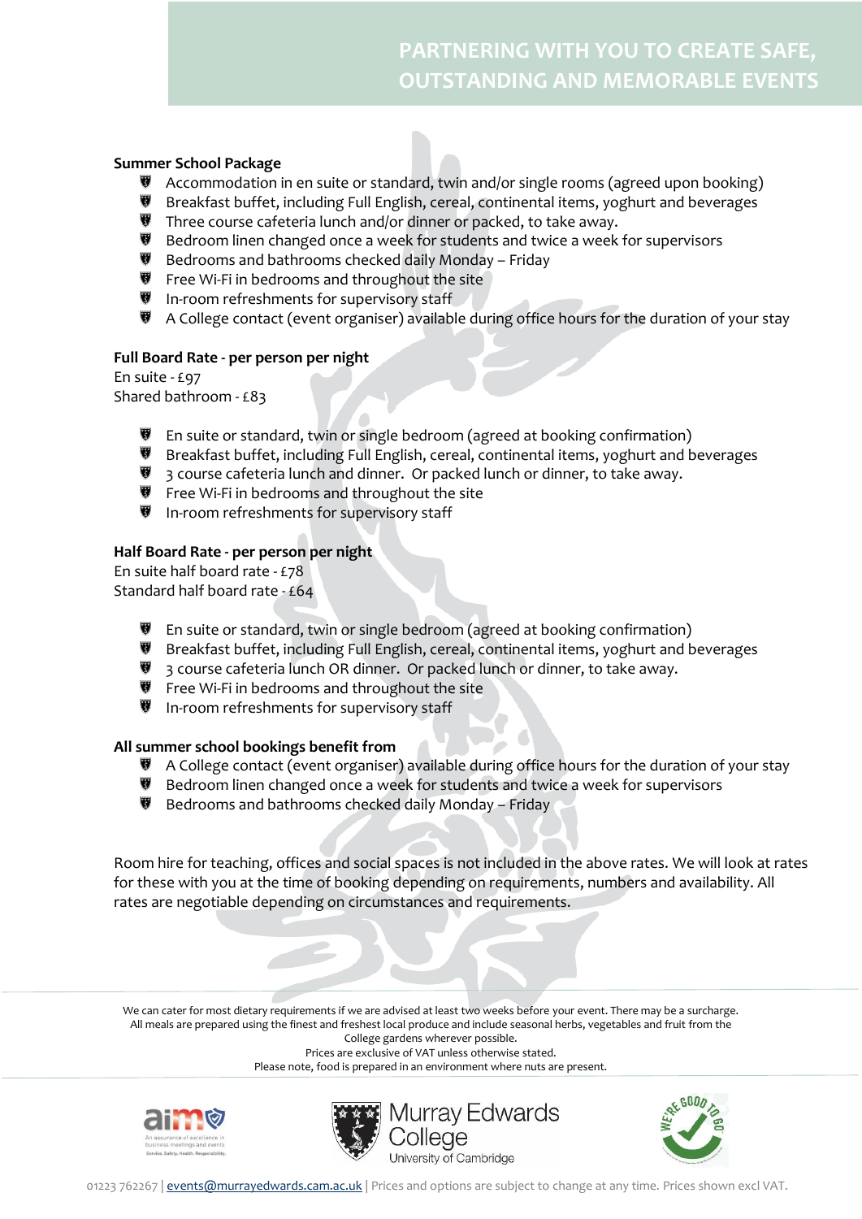## PARTNERING WITH YOU TO CREATE SAFE, OUTSTANDING AND MEMORABLE EVENTS

**Summer School Package**

- Accommodation in en suite or standard, twin and/or single rooms (agreed upon booking)
- Breakfast buffet, including Full English, cereal, continental items, yoghurt and beverages
- Three course cafeteria lunch and/or dinner or packed, to take away.
- Bedroom linen changed once a week for students and twice a week for supervisors
- Bedrooms and bathrooms checked daily Monday – Friday
- Free Wi-Fi in bedrooms and throughout the site
- In-room refreshments for supervisory staff
- A College contact (event organiser) available during office hours for the duration of your stay

**Full Board Rate - per person per night**

En suite - £97
Shared bathroom - £83

- En suite or standard, twin or single bedroom (agreed at booking confirmation)
- Breakfast buffet, including Full English, cereal, continental items, yoghurt and beverages
- 3 course cafeteria lunch and dinner. Or packed lunch or dinner, to take away.
- Free Wi-Fi in bedrooms and throughout the site
- In-room refreshments for supervisory staff

**Half Board Rate - per person per night**

En suite half board rate - £78
Standard half board rate - £64

- En suite or standard, twin or single bedroom (agreed at booking confirmation)
- Breakfast buffet, including Full English, cereal, continental items, yoghurt and beverages
- 3 course cafeteria lunch OR dinner. Or packed lunch or dinner, to take away.
- Free Wi-Fi in bedrooms and throughout the site
- In-room refreshments for supervisory staff

**All summer school bookings benefit from**

- A College contact (event organiser) available during office hours for the duration of your stay
- Bedroom linen changed once a week for students and twice a week for supervisors
- Bedrooms and bathrooms checked daily Monday – Friday

Room hire for teaching, offices and social spaces is not included in the above rates. We will look at rates for these with you at the time of booking depending on requirements, numbers and availability. All rates are negotiable depending on circumstances and requirements.

We can cater for most dietary requirements if we are advised at least two weeks before your event. There may be a surcharge.
All meals are prepared using the finest and freshest local produce and include seasonal herbs, vegetables and fruit from the College gardens wherever possible.
Prices are exclusive of VAT unless otherwise stated.
Please note, food is prepared in an environment where nuts are present.

Murray Edwards College
University of Cambridge

01223 762267 | events@murrayedwards.cam.ac.uk | Prices and options are subject to change at any time. Prices shown excl VAT.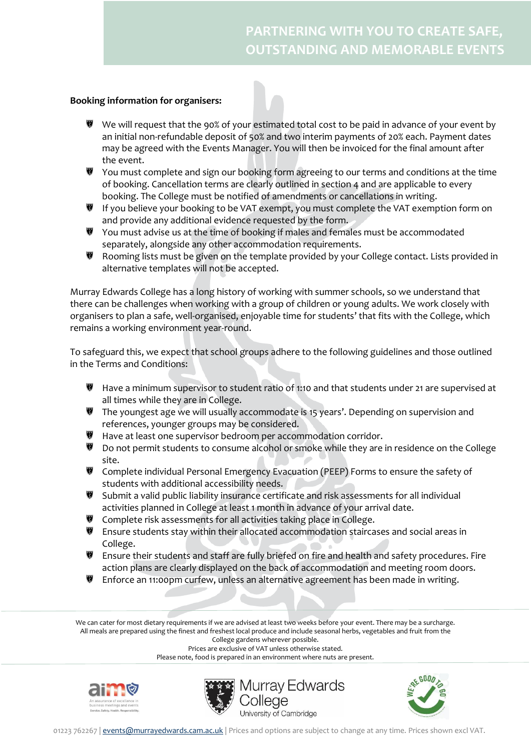# PARTNERING WITH YOU TO CREATE SAFE, OUTSTANDING AND MEMORABLE EVENTS

**Booking information for organisers:**

- We will request that the 90% of your estimated total cost to be paid in advance of your event by an initial non-refundable deposit of 50% and two interim payments of 20% each. Payment dates may be agreed with the Events Manager. You will then be invoiced for the final amount after the event.
- You must complete and sign our booking form agreeing to our terms and conditions at the time of booking. Cancellation terms are clearly outlined in section 4 and are applicable to every booking. The College must be notified of amendments or cancellations in writing.
- If you believe your booking to be VAT exempt, you must complete the VAT exemption form on and provide any additional evidence requested by the form.
- You must advise us at the time of booking if males and females must be accommodated separately, alongside any other accommodation requirements.
- Rooming lists must be given on the template provided by your College contact. Lists provided in alternative templates will not be accepted.

Murray Edwards College has a long history of working with summer schools, so we understand that there can be challenges when working with a group of children or young adults. We work closely with organisers to plan a safe, well-organised, enjoyable time for students' that fits with the College, which remains a working environment year-round.

To safeguard this, we expect that school groups adhere to the following guidelines and those outlined in the Terms and Conditions:

- Have a minimum supervisor to student ratio of 1:10 and that students under 21 are supervised at all times while they are in College.
- The youngest age we will usually accommodate is 15 years'. Depending on supervision and references, younger groups may be considered.
- Have at least one supervisor bedroom per accommodation corridor.
- Do not permit students to consume alcohol or smoke while they are in residence on the College site.
- Complete individual Personal Emergency Evacuation (PEEP) Forms to ensure the safety of students with additional accessibility needs.
- Submit a valid public liability insurance certificate and risk assessments for all individual activities planned in College at least 1 month in advance of your arrival date.
- Complete risk assessments for all activities taking place in College.
- Ensure students stay within their allocated accommodation staircases and social areas in College.
- Ensure their students and staff are fully briefed on fire and health and safety procedures. Fire action plans are clearly displayed on the back of accommodation and meeting room doors.
- Enforce an 11:00pm curfew, unless an alternative agreement has been made in writing.

We can cater for most dietary requirements if we are advised at least two weeks before your event. There may be a surcharge.
All meals are prepared using the finest and freshest local produce and include seasonal herbs, vegetables and fruit from the College gardens wherever possible.
Prices are exclusive of VAT unless otherwise stated.
Please note, food is prepared in an environment where nuts are present.

Murray Edwards College
University of Cambridge

01223 762267 | events@murrayedwards.cam.ac.uk | Prices and options are subject to change at any time. Prices shown excl VAT.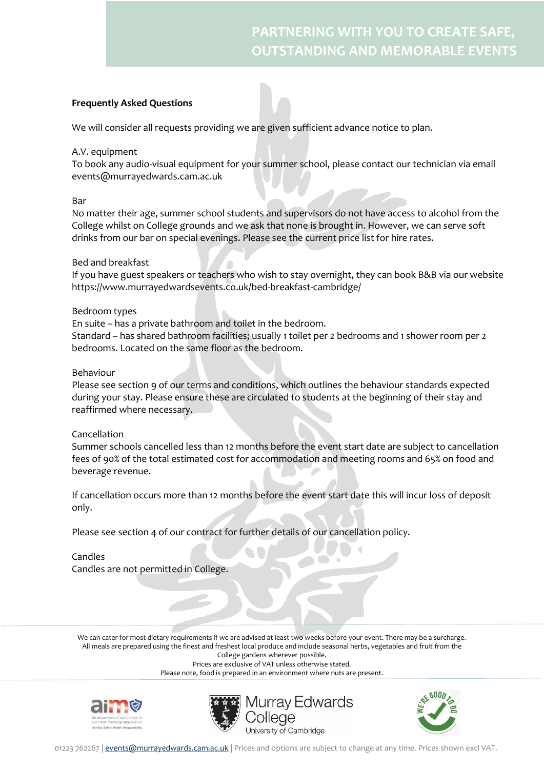**Frequently Asked Questions**

We will consider all requests providing we are given sufficient advance notice to plan.

A.V. equipment
To book any audio-visual equipment for your summer school, please contact our technician via email events@murrayedwards.cam.ac.uk

Bar
No matter their age, summer school students and supervisors do not have access to alcohol from the College whilst on College grounds and we ask that none is brought in. However, we can serve soft drinks from our bar on special evenings. Please see the current price list for hire rates.

Bed and breakfast
If you have guest speakers or teachers who wish to stay overnight, they can book B&B via our website https://www.murrayedwardsevents.co.uk/bed-breakfast-cambridge/

Bedroom types
En suite – has a private bathroom and toilet in the bedroom.
Standard – has shared bathroom facilities; usually 1 toilet per 2 bedrooms and 1 shower room per 2 bedrooms. Located on the same floor as the bedroom.

Behaviour
Please see section 9 of our terms and conditions, which outlines the behaviour standards expected during your stay. Please ensure these are circulated to students at the beginning of their stay and reaffirmed where necessary.

Cancellation
Summer schools cancelled less than 12 months before the event start date are subject to cancellation fees of 90% of the total estimated cost for accommodation and meeting rooms and 65% on food and beverage revenue.

If cancellation occurs more than 12 months before the event start date this will incur loss of deposit only.

Please see section 4 of our contract for further details of our cancellation policy.

Candles
Candles are not permitted in College.

We can cater for most dietary requirements if we are advised at least two weeks before your event. There may be a surcharge.
All meals are prepared using the finest and freshest local produce and include seasonal herbs, vegetables and fruit from the College gardens wherever possible.
Prices are exclusive of VAT unless otherwise stated.
Please note, food is prepared in an environment where nuts are present.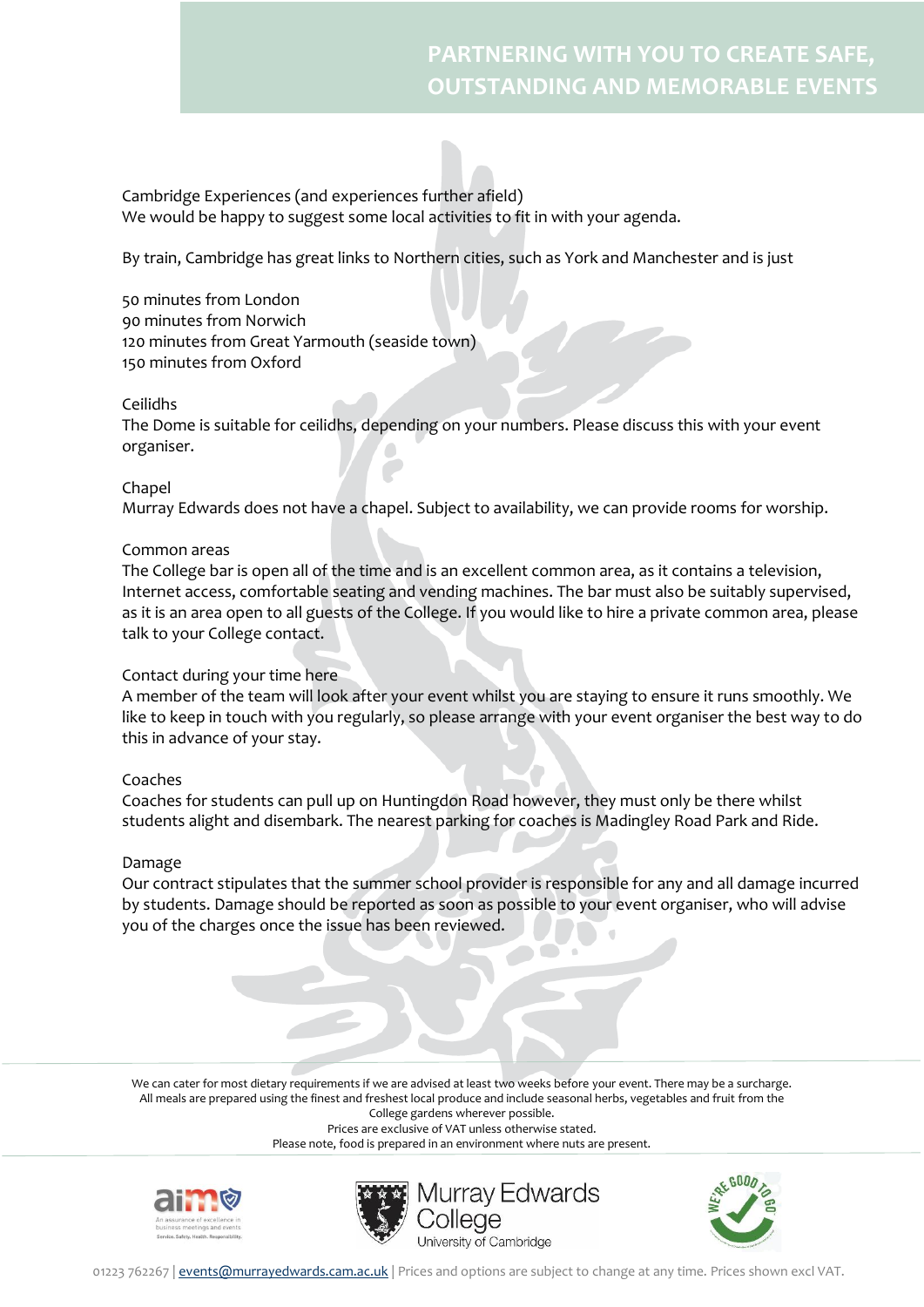## PARTNERING WITH YOU TO CREATE SAFE, OUTSTANDING AND MEMORABLE EVENTS

### Cambridge Experiences (and experiences further afield)

We would be happy to suggest some local activities to fit in with your agenda.

By train, Cambridge has great links to Northern cities, such as York and Manchester and is just

50 minutes from London
90 minutes from Norwich
120 minutes from Great Yarmouth (seaside town)
150 minutes from Oxford

### Ceilidhs

The Dome is suitable for ceilidhs, depending on your numbers. Please discuss this with your event organiser.

### Chapel

Murray Edwards does not have a chapel. Subject to availability, we can provide rooms for worship.

### Common areas

The College bar is open all of the time and is an excellent common area, as it contains a television, Internet access, comfortable seating and vending machines. The bar must also be suitably supervised, as it is an area open to all guests of the College. If you would like to hire a private common area, please talk to your College contact.

### Contact during your time here

A member of the team will look after your event whilst you are staying to ensure it runs smoothly. We like to keep in touch with you regularly, so please arrange with your event organiser the best way to do this in advance of your stay.

### Coaches

Coaches for students can pull up on Huntingdon Road however, they must only be there whilst students alight and disembark. The nearest parking for coaches is Madingley Road Park and Ride.

### Damage

Our contract stipulates that the summer school provider is responsible for any and all damage incurred by students. Damage should be reported as soon as possible to your event organiser, who will advise you of the charges once the issue has been reviewed.

---

We can cater for most dietary requirements if we are advised at least two weeks before your event. There may be a surcharge.
All meals are prepared using the finest and freshest local produce and include seasonal herbs, vegetables and fruit from the College gardens wherever possible.
Prices are exclusive of VAT unless otherwise stated.
Please note, food is prepared in an environment where nuts are present.

01223 762267 | events@murrayedwards.cam.ac.uk | Prices and options are subject to change at any time. Prices shown excl VAT.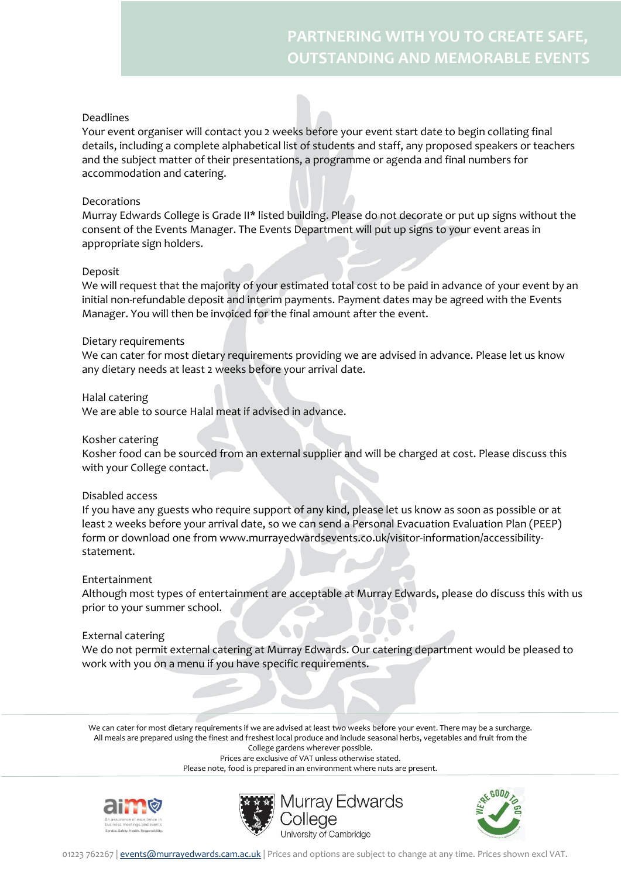## PARTNERING WITH YOU TO CREATE SAFE, OUTSTANDING AND MEMORABLE EVENTS

### Deadlines

Your event organiser will contact you 2 weeks before your event start date to begin collating final details, including a complete alphabetical list of students and staff, any proposed speakers or teachers and the subject matter of their presentations, a programme or agenda and final numbers for accommodation and catering.

### Decorations

Murray Edwards College is Grade II* listed building. Please do not decorate or put up signs without the consent of the Events Manager. The Events Department will put up signs to your event areas in appropriate sign holders.

### Deposit

We will request that the majority of your estimated total cost to be paid in advance of your event by an initial non-refundable deposit and interim payments. Payment dates may be agreed with the Events Manager. You will then be invoiced for the final amount after the event.

### Dietary requirements

We can cater for most dietary requirements providing we are advised in advance. Please let us know any dietary needs at least 2 weeks before your arrival date.

### Halal catering

We are able to source Halal meat if advised in advance.

### Kosher catering

Kosher food can be sourced from an external supplier and will be charged at cost. Please discuss this with your College contact.

### Disabled access

If you have any guests who require support of any kind, please let us know as soon as possible or at least 2 weeks before your arrival date, so we can send a Personal Evacuation Evaluation Plan (PEEP) form or download one from www.murrayedwardsevents.co.uk/visitor-information/accessibility-statement.

### Entertainment

Although most types of entertainment are acceptable at Murray Edwards, please do discuss this with us prior to your summer school.

### External catering

We do not permit external catering at Murray Edwards. Our catering department would be pleased to work with you on a menu if you have specific requirements.

---

We can cater for most dietary requirements if we are advised at least two weeks before your event. There may be a surcharge.
All meals are prepared using the finest and freshest local produce and include seasonal herbs, vegetables and fruit from the College gardens wherever possible.
Prices are exclusive of VAT unless otherwise stated.
Please note, food is prepared in an environment where nuts are present.

01223 762267 | events@murrayedwards.cam.ac.uk | Prices and options are subject to change at any time. Prices shown excl VAT.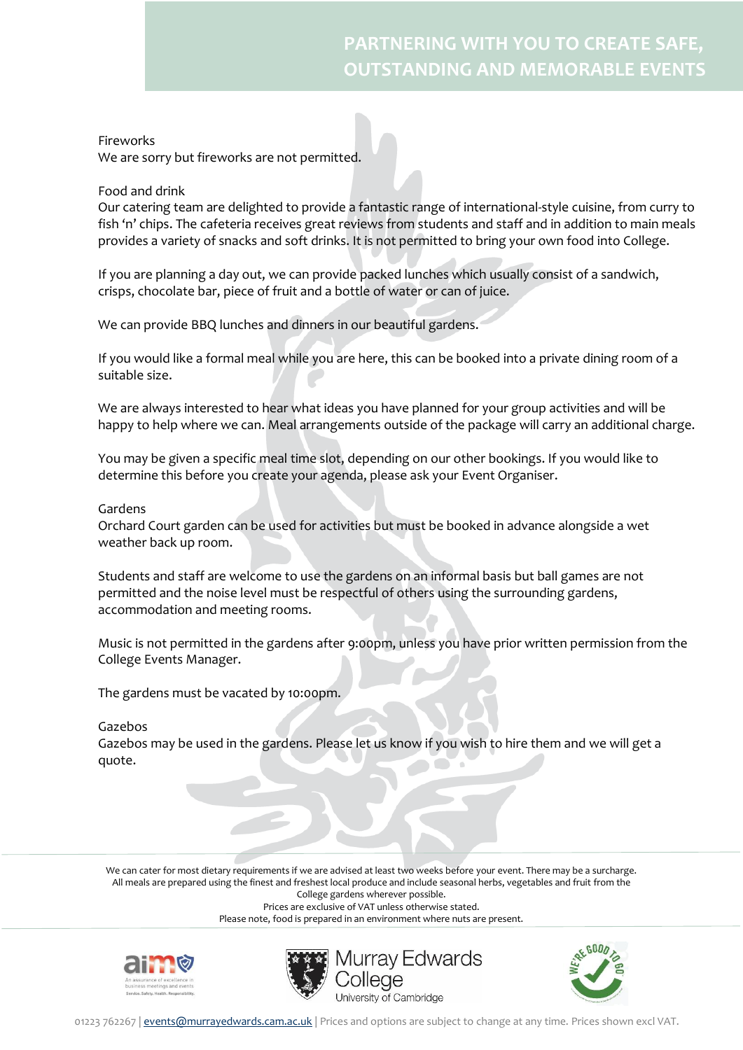## Fireworks

We are sorry but fireworks are not permitted.

## Food and drink

Our catering team are delighted to provide a fantastic range of international-style cuisine, from curry to fish ‘n’ chips. The cafeteria receives great reviews from students and staff and in addition to main meals provides a variety of snacks and soft drinks. It is not permitted to bring your own food into College.

If you are planning a day out, we can provide packed lunches which usually consist of a sandwich, crisps, chocolate bar, piece of fruit and a bottle of water or can of juice.

We can provide BBQ lunches and dinners in our beautiful gardens.

If you would like a formal meal while you are here, this can be booked into a private dining room of a suitable size.

We are always interested to hear what ideas you have planned for your group activities and will be happy to help where we can. Meal arrangements outside of the package will carry an additional charge.

You may be given a specific meal time slot, depending on our other bookings. If you would like to determine this before you create your agenda, please ask your Event Organiser.

## Gardens

Orchard Court garden can be used for activities but must be booked in advance alongside a wet weather back up room.

Students and staff are welcome to use the gardens on an informal basis but ball games are not permitted and the noise level must be respectful of others using the surrounding gardens, accommodation and meeting rooms.

Music is not permitted in the gardens after 9:00pm, unless you have prior written permission from the College Events Manager.

The gardens must be vacated by 10:00pm.

## Gazebos

Gazebos may be used in the gardens. Please let us know if you wish to hire them and we will get a quote.

We can cater for most dietary requirements if we are advised at least two weeks before your event. There may be a surcharge.
All meals are prepared using the finest and freshest local produce and include seasonal herbs, vegetables and fruit from the College gardens wherever possible.
Prices are exclusive of VAT unless otherwise stated.
Please note, food is prepared in an environment where nuts are present.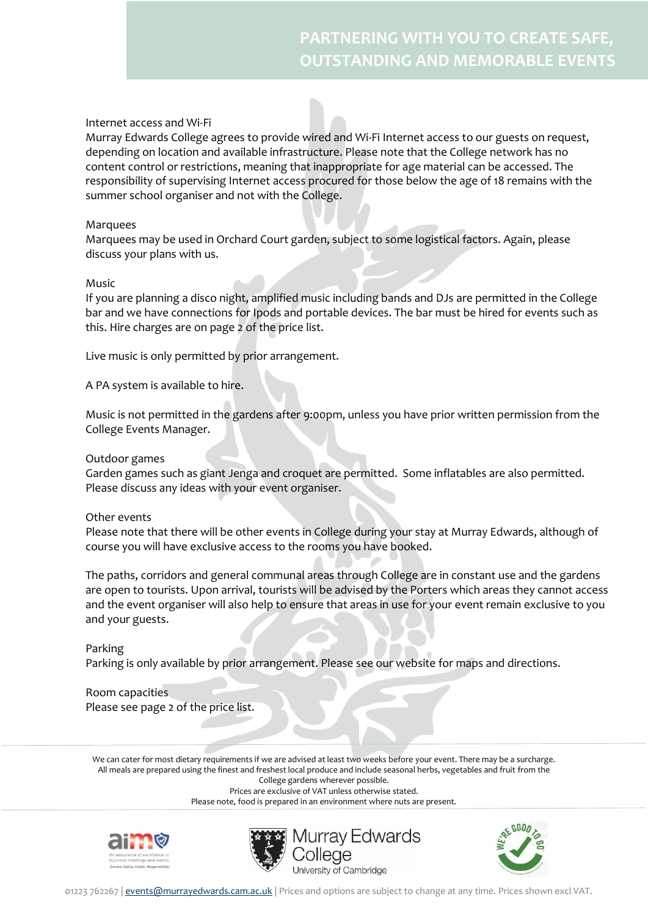Internet access and Wi-Fi

Murray Edwards College agrees to provide wired and Wi-Fi Internet access to our guests on request, depending on location and available infrastructure. Please note that the College network has no content control or restrictions, meaning that inappropriate for age material can be accessed. The responsibility of supervising Internet access procured for those below the age of 18 remains with the summer school organiser and not with the College.

Marquees

Marquees may be used in Orchard Court garden, subject to some logistical factors. Again, please discuss your plans with us.

Music

If you are planning a disco night, amplified music including bands and DJs are permitted in the College bar and we have connections for Ipods and portable devices. The bar must be hired for events such as this. Hire charges are on page 2 of the price list.

Live music is only permitted by prior arrangement.

A PA system is available to hire.

Music is not permitted in the gardens after 9:00pm, unless you have prior written permission from the College Events Manager.

Outdoor games

Garden games such as giant Jenga and croquet are permitted. Some inflatables are also permitted. Please discuss any ideas with your event organiser.

Other events

Please note that there will be other events in College during your stay at Murray Edwards, although of course you will have exclusive access to the rooms you have booked.

The paths, corridors and general communal areas through College are in constant use and the gardens are open to tourists. Upon arrival, tourists will be advised by the Porters which areas they cannot access and the event organiser will also help to ensure that areas in use for your event remain exclusive to you and your guests.

Parking

Parking is only available by prior arrangement. Please see our website for maps and directions.

Room capacities

Please see page 2 of the price list.

We can cater for most dietary requirements if we are advised at least two weeks before your event. There may be a surcharge.
All meals are prepared using the finest and freshest local produce and include seasonal herbs, vegetables and fruit from the College gardens wherever possible.
Prices are exclusive of VAT unless otherwise stated.
Please note, food is prepared in an environment where nuts are present.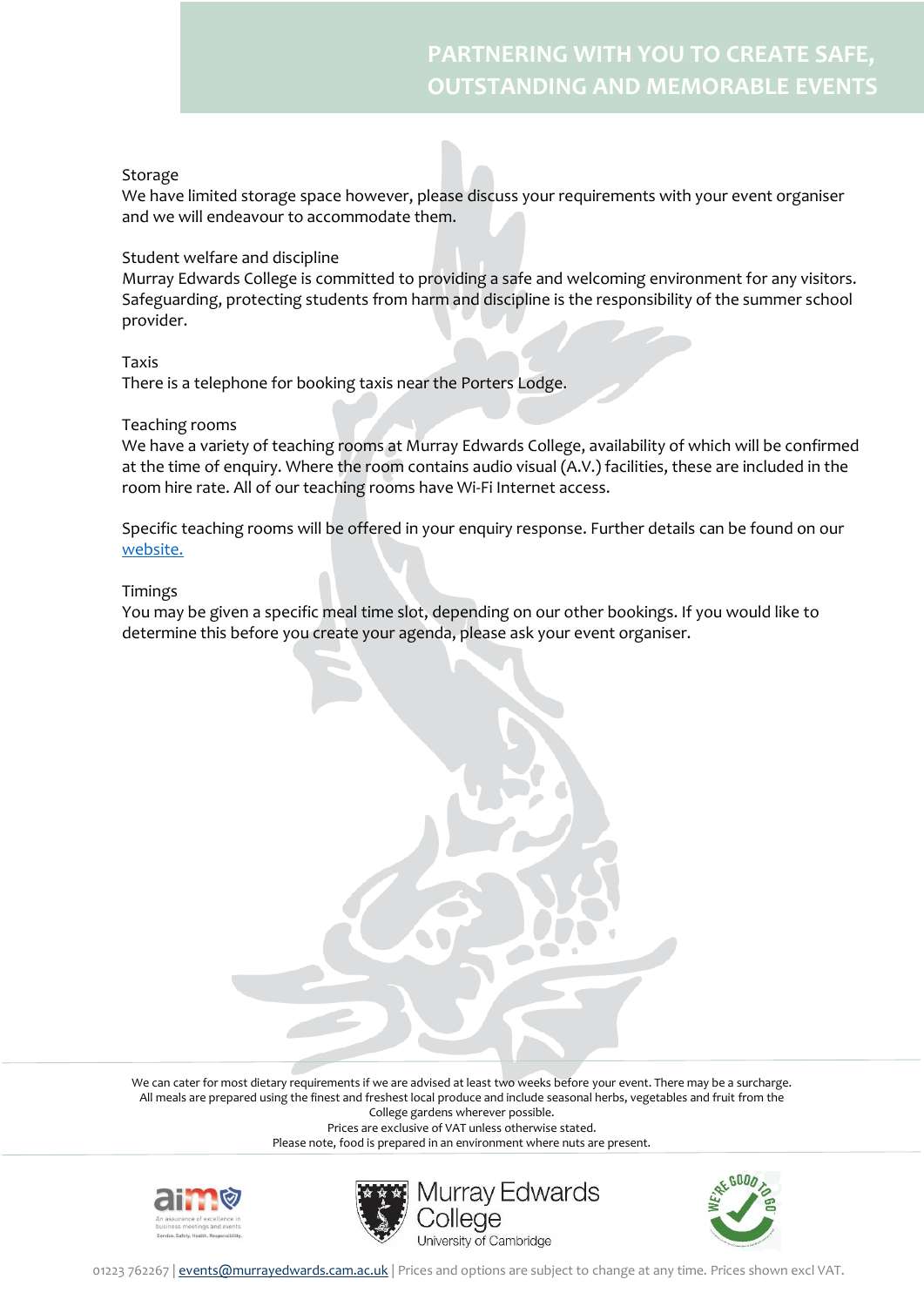Storage
We have limited storage space however, please discuss your requirements with your event organiser and we will endeavour to accommodate them.

Student welfare and discipline
Murray Edwards College is committed to providing a safe and welcoming environment for any visitors. Safeguarding, protecting students from harm and discipline is the responsibility of the summer school provider.

Taxis
There is a telephone for booking taxis near the Porters Lodge.

Teaching rooms
We have a variety of teaching rooms at Murray Edwards College, availability of which will be confirmed at the time of enquiry. Where the room contains audio visual (A.V.) facilities, these are included in the room hire rate. All of our teaching rooms have Wi-Fi Internet access.

Specific teaching rooms will be offered in your enquiry response. Further details can be found on our website.

Timings
You may be given a specific meal time slot, depending on our other bookings. If you would like to determine this before you create your agenda, please ask your event organiser.

We can cater for most dietary requirements if we are advised at least two weeks before your event. There may be a surcharge.
All meals are prepared using the finest and freshest local produce and include seasonal herbs, vegetables and fruit from the College gardens wherever possible.
Prices are exclusive of VAT unless otherwise stated.
Please note, food is prepared in an environment where nuts are present.